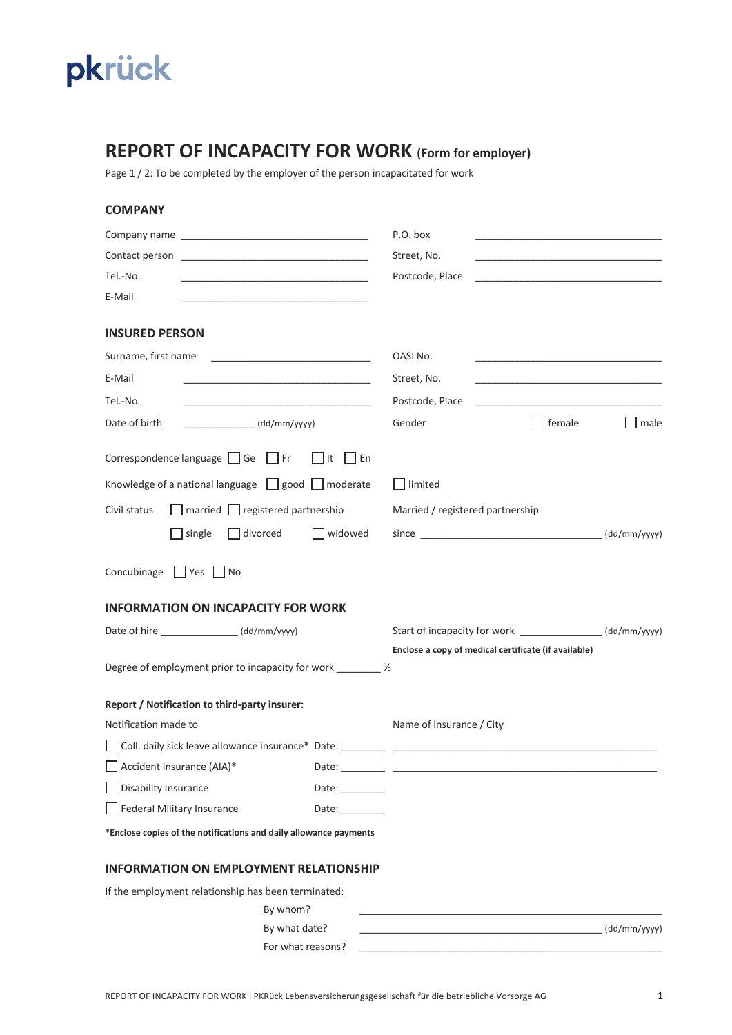pkrück

# REPORT OF INCAPACITY FOR WORK (Form for employer)

Page 1 / 2: To be completed by the employer of the person incapacitated for work

## COMPANY

Company name \_\_\_\_\_\_\_\_\_\_\_\_\_\_\_\_\_\_\_\_\_\_\_\_\_\_\_\_\_\_\_\_\_\_

Contact person \_\_\_\_\_\_\_\_\_\_\_\_\_\_\_\_\_\_\_\_\_\_\_\_\_\_\_\_\_\_\_\_\_\_

Tel.-No. \_\_\_\_\_\_\_\_\_\_\_\_\_\_\_\_\_\_\_\_\_\_\_\_\_\_\_\_\_\_\_\_\_\_

E-Mail \_\_\_\_\_\_\_\_\_\_\_\_\_\_\_\_\_\_\_\_\_\_\_\_\_\_\_\_\_\_\_\_\_\_

P.O. box \_\_\_\_\_\_\_\_\_\_\_\_\_\_\_\_\_\_\_\_\_\_\_\_\_\_\_\_\_\_\_\_\_\_

Street, No. \_\_\_\_\_\_\_\_\_\_\_\_\_\_\_\_\_\_\_\_\_\_\_\_\_\_\_\_\_\_\_\_\_\_

Postcode, Place \_\_\_\_\_\_\_\_\_\_\_\_\_\_\_\_\_\_\_\_\_\_\_\_\_\_\_\_\_\_\_\_\_\_

## INSURED PERSON

Surname, first name \_\_\_\_\_\_\_\_\_\_\_\_\_\_\_\_\_\_\_\_\_\_\_\_\_\_\_\_\_\_

E-Mail \_\_\_\_\_\_\_\_\_\_\_\_\_\_\_\_\_\_\_\_\_\_\_\_\_\_\_\_\_\_\_\_\_\_

Tel.-No. \_\_\_\_\_\_\_\_\_\_\_\_\_\_\_\_\_\_\_\_\_\_\_\_\_\_\_\_\_\_\_\_\_\_

Date of birth \_\_\_\_\_\_\_\_\_\_\_\_\_ (dd/mm/yyyy)

OASI No. \_\_\_\_\_\_\_\_\_\_\_\_\_\_\_\_\_\_\_\_\_\_\_\_\_\_\_\_\_\_\_\_\_\_

Street, No. \_\_\_\_\_\_\_\_\_\_\_\_\_\_\_\_\_\_\_\_\_\_\_\_\_\_\_\_\_\_\_\_\_\_

Postcode, Place \_\_\_\_\_\_\_\_\_\_\_\_\_\_\_\_\_\_\_\_\_\_\_\_\_\_\_\_\_\_\_\_\_\_

Gender ☐ female ☐ male

Correspondence language ☐ Ge ☐ Fr ☐ It ☐ En

Knowledge of a national language ☐ good ☐ moderate ☐ limited

Civil status ☐ married ☐ registered partnership ☐ single ☐ divorced ☐ widowed

Married / registered partnership since \_\_\_\_\_\_\_\_\_\_\_\_\_\_\_\_\_\_\_\_\_\_\_\_\_\_\_\_\_\_\_\_\_\_ (dd/mm/yyyy)

Concubinage ☐ Yes ☐ No

## INFORMATION ON INCAPACITY FOR WORK

Date of hire \_\_\_\_\_\_\_\_\_\_\_\_\_\_ (dd/mm/yyyy)

Start of incapacity for work \_\_\_\_\_\_\_\_\_\_\_\_\_\_\_ (dd/mm/yyyy)

**Enclose a copy of medical certificate (if available)**

Degree of employment prior to incapacity for work \_\_\_\_\_\_\_\_ %

**Report / Notification to third-party insurer:**

| Notification made to | Date | Name of insurance / City |
|---|---|---|
| ☐ Coll. daily sick leave allowance insurance* | Date: \_\_\_\_\_\_\_\_ | \_\_\_\_\_\_\_\_\_\_\_\_\_\_\_\_\_\_\_\_\_\_\_\_\_\_\_\_\_\_\_\_\_\_ |
| ☐ Accident insurance (AIA)* | Date: \_\_\_\_\_\_\_\_ | \_\_\_\_\_\_\_\_\_\_\_\_\_\_\_\_\_\_\_\_\_\_\_\_\_\_\_\_\_\_\_\_\_\_ |
| ☐ Disability Insurance | Date: \_\_\_\_\_\_\_\_ | |
| ☐ Federal Military Insurance | Date: \_\_\_\_\_\_\_\_ | |

**\*Enclose copies of the notifications and daily allowance payments**

## INFORMATION ON EMPLOYMENT RELATIONSHIP

If the employment relationship has been terminated:

By whom? \_\_\_\_\_\_\_\_\_\_\_\_\_\_\_\_\_\_\_\_\_\_\_\_\_\_\_\_\_\_\_\_\_\_\_\_\_\_\_\_\_\_\_\_

By what date? \_\_\_\_\_\_\_\_\_\_\_\_\_\_\_\_\_\_\_\_\_\_\_\_\_\_\_\_\_\_\_\_\_\_\_\_\_\_\_\_ (dd/mm/yyyy)

For what reasons? \_\_\_\_\_\_\_\_\_\_\_\_\_\_\_\_\_\_\_\_\_\_\_\_\_\_\_\_\_\_\_\_\_\_\_\_\_\_\_\_\_\_\_\_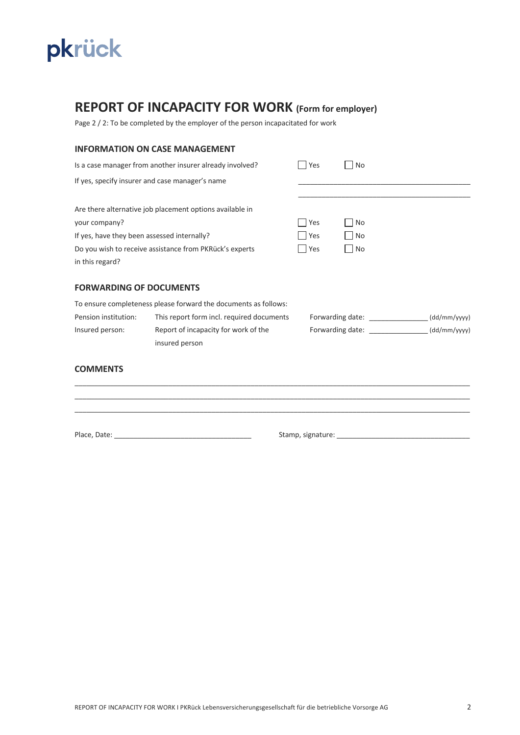pkrück

# REPORT OF INCAPACITY FOR WORK (Form for employer)

Page 2 / 2: To be completed by the employer of the person incapacitated for work

## INFORMATION ON CASE MANAGEMENT

Is a case manager from another insurer already involved? ☐ Yes ☐ No

If yes, specify insurer and case manager's name ______________________________

______________________________

Are there alternative job placement options available in your company? ☐ Yes ☐ No

If yes, have they been assessed internally? ☐ Yes ☐ No

Do you wish to receive assistance from PKRück's experts in this regard? ☐ Yes ☐ No

## FORWARDING OF DOCUMENTS

To ensure completeness please forward the documents as follows:

| | | |
|---|---|---|
| Pension institution: | This report form incl. required documents | Forwarding date: ______________ (dd/mm/yyyy) |
| Insured person: | Report of incapacity for work of the insured person | Forwarding date: ______________ (dd/mm/yyyy) |

## COMMENTS

______________________________________________________________________

______________________________________________________________________

______________________________________________________________________

Place, Date: ______________________________ Stamp, signature: ______________________________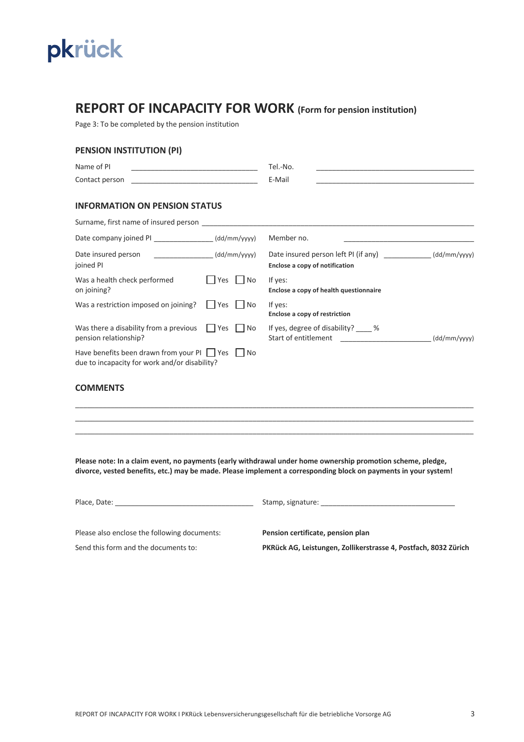pkrück

# REPORT OF INCAPACITY FOR WORK (Form for pension institution)

Page 3: To be completed by the pension institution

## PENSION INSTITUTION (PI)

Name of PI \_\_\_\_\_\_\_\_\_\_\_\_\_\_\_\_\_\_\_\_\_\_\_\_\_\_\_\_\_\_ Tel.-No. \_\_\_\_\_\_\_\_\_\_\_\_\_\_\_\_\_\_\_\_\_\_\_\_\_\_\_\_\_\_

Contact person \_\_\_\_\_\_\_\_\_\_\_\_\_\_\_\_\_\_\_\_\_\_\_\_\_\_\_\_\_\_ E-Mail \_\_\_\_\_\_\_\_\_\_\_\_\_\_\_\_\_\_\_\_\_\_\_\_\_\_\_\_\_\_

## INFORMATION ON PENSION STATUS

Surname, first name of insured person \_\_\_\_\_\_\_\_\_\_\_\_\_\_\_\_\_\_\_\_\_\_\_\_\_\_\_\_\_\_\_\_\_\_\_\_\_\_\_\_\_\_\_\_

Date company joined PI \_\_\_\_\_\_\_\_\_\_\_\_\_\_ (dd/mm/yyyy)

Member no. \_\_\_\_\_\_\_\_\_\_\_\_\_\_\_\_\_\_\_\_\_\_\_\_\_\_\_\_\_\_

Date insured person joined PI \_\_\_\_\_\_\_\_\_\_\_\_\_\_ (dd/mm/yyyy)

Date insured person left PI (if any) \_\_\_\_\_\_\_\_\_\_\_\_ (dd/mm/yyyy)
**Enclose a copy of notification**

Was a health check performed on joining? ☐ Yes ☐ No

If yes:
**Enclose a copy of health questionnaire**

Was a restriction imposed on joining? ☐ Yes ☐ No

If yes:
**Enclose a copy of restriction**

Was there a disability from a previous pension relationship? ☐ Yes ☐ No

If yes, degree of disability? \_\_\_\_ %
Start of entitlement \_\_\_\_\_\_\_\_\_\_\_\_\_\_\_\_\_\_\_\_\_\_ (dd/mm/yyyy)

Have benefits been drawn from your PI due to incapacity for work and/or disability? ☐ Yes ☐ No

## COMMENTS

\_\_\_\_\_\_\_\_\_\_\_\_\_\_\_\_\_\_\_\_\_\_\_\_\_\_\_\_\_\_\_\_\_\_\_\_\_\_\_\_\_\_\_\_\_\_\_\_\_\_\_\_\_\_\_\_\_\_\_\_\_\_\_\_\_\_\_\_\_\_\_\_\_\_\_\_\_\_

\_\_\_\_\_\_\_\_\_\_\_\_\_\_\_\_\_\_\_\_\_\_\_\_\_\_\_\_\_\_\_\_\_\_\_\_\_\_\_\_\_\_\_\_\_\_\_\_\_\_\_\_\_\_\_\_\_\_\_\_\_\_\_\_\_\_\_\_\_\_\_\_\_\_\_\_\_\_

\_\_\_\_\_\_\_\_\_\_\_\_\_\_\_\_\_\_\_\_\_\_\_\_\_\_\_\_\_\_\_\_\_\_\_\_\_\_\_\_\_\_\_\_\_\_\_\_\_\_\_\_\_\_\_\_\_\_\_\_\_\_\_\_\_\_\_\_\_\_\_\_\_\_\_\_\_\_

**Please note: In a claim event, no payments (early withdrawal under home ownership promotion scheme, pledge, divorce, vested benefits, etc.) may be made. Please implement a corresponding block on payments in your system!**

Place, Date: \_\_\_\_\_\_\_\_\_\_\_\_\_\_\_\_\_\_\_\_\_\_\_\_\_\_\_\_\_\_\_\_\_\_ Stamp, signature: \_\_\_\_\_\_\_\_\_\_\_\_\_\_\_\_\_\_\_\_\_\_\_\_\_\_\_\_\_\_\_\_\_\_

Please also enclose the following documents: **Pension certificate, pension plan**

Send this form and the documents to: **PKRück AG, Leistungen, Zollikerstrasse 4, Postfach, 8032 Zürich**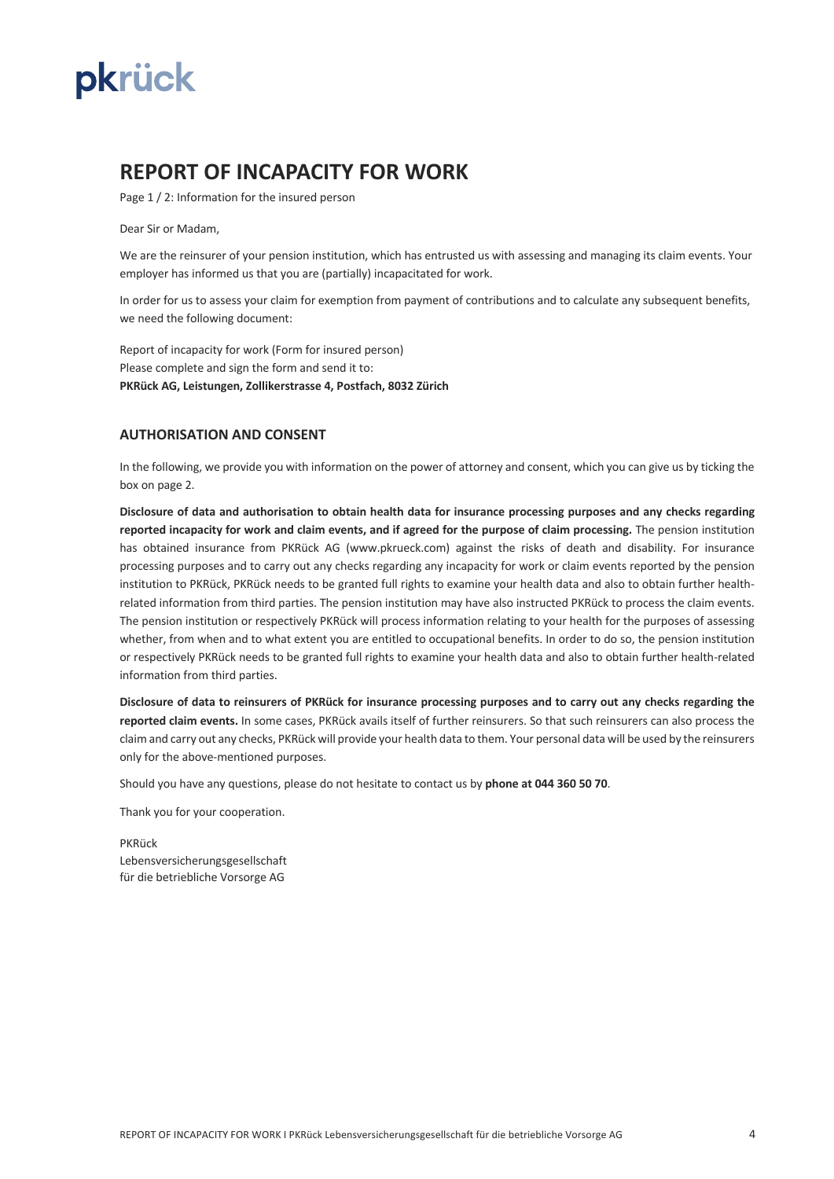pkrück

# REPORT OF INCAPACITY FOR WORK

Page 1 / 2: Information for the insured person

Dear Sir or Madam,

We are the reinsurer of your pension institution, which has entrusted us with assessing and managing its claim events. Your employer has informed us that you are (partially) incapacitated for work.

In order for us to assess your claim for exemption from payment of contributions and to calculate any subsequent benefits, we need the following document:

Report of incapacity for work (Form for insured person)
Please complete and sign the form and send it to:
**PKRück AG, Leistungen, Zollikerstrasse 4, Postfach, 8032 Zürich**

## AUTHORISATION AND CONSENT

In the following, we provide you with information on the power of attorney and consent, which you can give us by ticking the box on page 2.

**Disclosure of data and authorisation to obtain health data for insurance processing purposes and any checks regarding reported incapacity for work and claim events, and if agreed for the purpose of claim processing.** The pension institution has obtained insurance from PKRück AG (www.pkrueck.com) against the risks of death and disability. For insurance processing purposes and to carry out any checks regarding any incapacity for work or claim events reported by the pension institution to PKRück, PKRück needs to be granted full rights to examine your health data and also to obtain further health-related information from third parties. The pension institution may have also instructed PKRück to process the claim events. The pension institution or respectively PKRück will process information relating to your health for the purposes of assessing whether, from when and to what extent you are entitled to occupational benefits. In order to do so, the pension institution or respectively PKRück needs to be granted full rights to examine your health data and also to obtain further health-related information from third parties.

**Disclosure of data to reinsurers of PKRück for insurance processing purposes and to carry out any checks regarding the reported claim events.** In some cases, PKRück avails itself of further reinsurers. So that such reinsurers can also process the claim and carry out any checks, PKRück will provide your health data to them. Your personal data will be used by the reinsurers only for the above-mentioned purposes.

Should you have any questions, please do not hesitate to contact us by **phone at 044 360 50 70**.

Thank you for your cooperation.

PKRück
Lebensversicherungsgesellschaft
für die betriebliche Vorsorge AG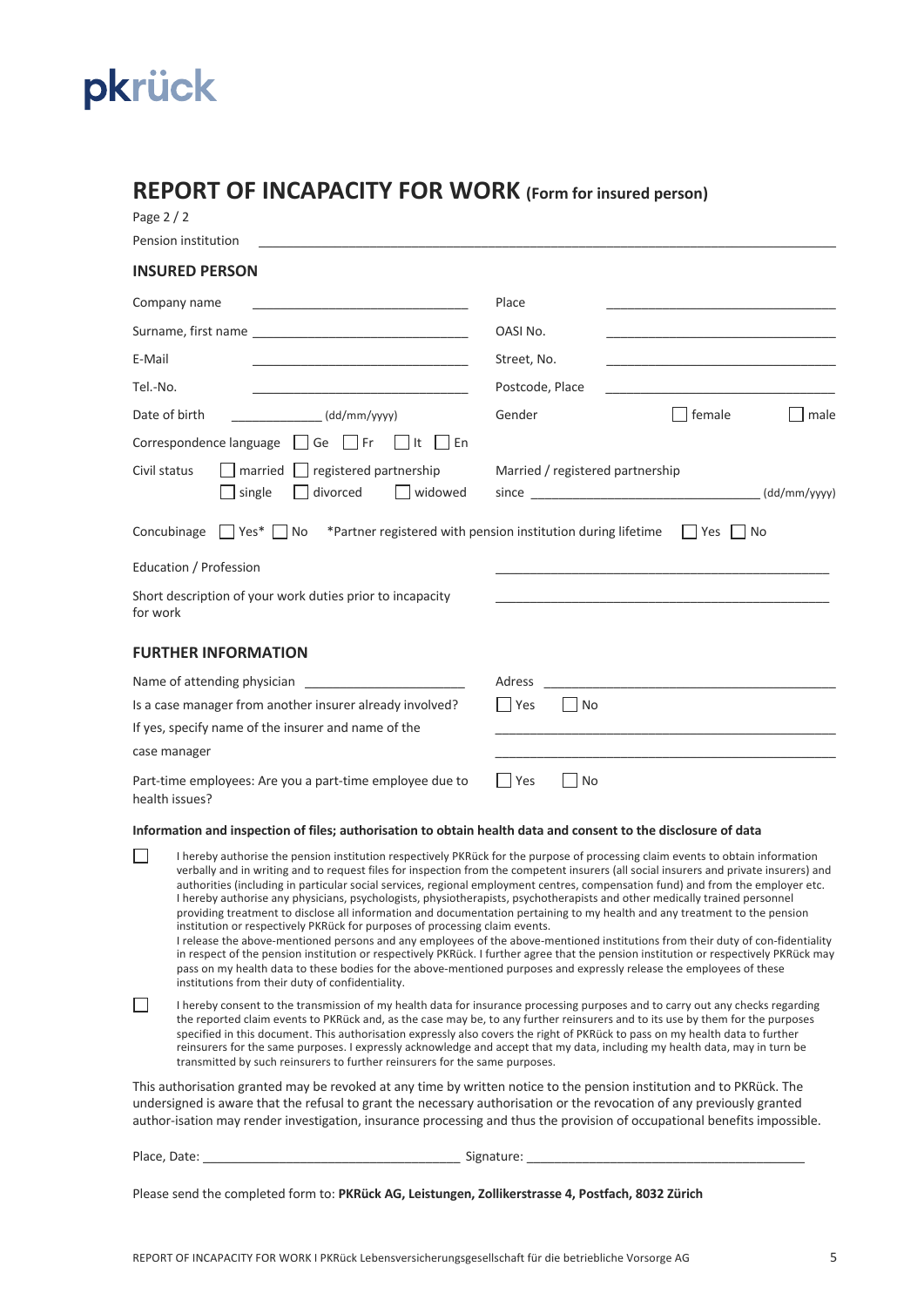pkrück

# REPORT OF INCAPACITY FOR WORK (Form for insured person)

Page 2 / 2

Pension institution ______________________________

## INSURED PERSON

Company name ______________________ Place ______________________

Surname, first name ______________________ OASI No. ______________________

E-Mail ______________________ Street, No. ______________________

Tel.-No. ______________________ Postcode, Place ______________________

Date of birth __________ (dd/mm/yyyy) Gender ☐ female ☐ male

Correspondence language ☐ Ge ☐ Fr ☐ It ☐ En

Civil status ☐ married ☐ registered partnership ☐ single ☐ divorced ☐ widowed

Married / registered partnership since ______________________ (dd/mm/yyyy)

Concubinage ☐ Yes* ☐ No *Partner registered with pension institution during lifetime ☐ Yes ☐ No

Education / Profession ______________________

Short description of your work duties prior to incapacity for work ______________________

## FURTHER INFORMATION

Name of attending physician ______________________ Adress ______________________

Is a case manager from another insurer already involved? ☐ Yes ☐ No

If yes, specify name of the insurer and name of the case manager ______________________

Part-time employees: Are you a part-time employee due to health issues? ☐ Yes ☐ No

**Information and inspection of files; authorisation to obtain health data and consent to the disclosure of data**

☐ I hereby authorise the pension institution respectively PKRück for the purpose of processing claim events to obtain information verbally and in writing and to request files for inspection from the competent insurers (all social insurers and private insurers) and authorities (including in particular social services, regional employment centres, compensation fund) and from the employer etc. I hereby authorise any physicians, psychologists, physiotherapists, psychotherapists and other medically trained personnel providing treatment to disclose all information and documentation pertaining to my health and any treatment to the pension institution or respectively PKRück for purposes of processing claim events.
I release the above-mentioned persons and any employees of the above-mentioned institutions from their duty of con-fidentiality in respect of the pension institution or respectively PKRück. I further agree that the pension institution or respectively PKRück may pass on my health data to these bodies for the above-mentioned purposes and expressly release the employees of these institutions from their duty of confidentiality.

☐ I hereby consent to the transmission of my health data for insurance processing purposes and to carry out any checks regarding the reported claim events to PKRück and, as the case may be, to any further reinsurers and to its use by them for the purposes specified in this document. This authorisation expressly also covers the right of PKRück to pass on my health data to further reinsurers for the same purposes. I expressly acknowledge and accept that my data, including my health data, may in turn be transmitted by such reinsurers to further reinsurers for the same purposes.

This authorisation granted may be revoked at any time by written notice to the pension institution and to PKRück. The undersigned is aware that the refusal to grant the necessary authorisation or the revocation of any previously granted author-isation may render investigation, insurance processing and thus the provision of occupational benefits impossible.

Place, Date: ______________________ Signature: ______________________

Please send the completed form to: **PKRück AG, Leistungen, Zollikerstrasse 4, Postfach, 8032 Zürich**